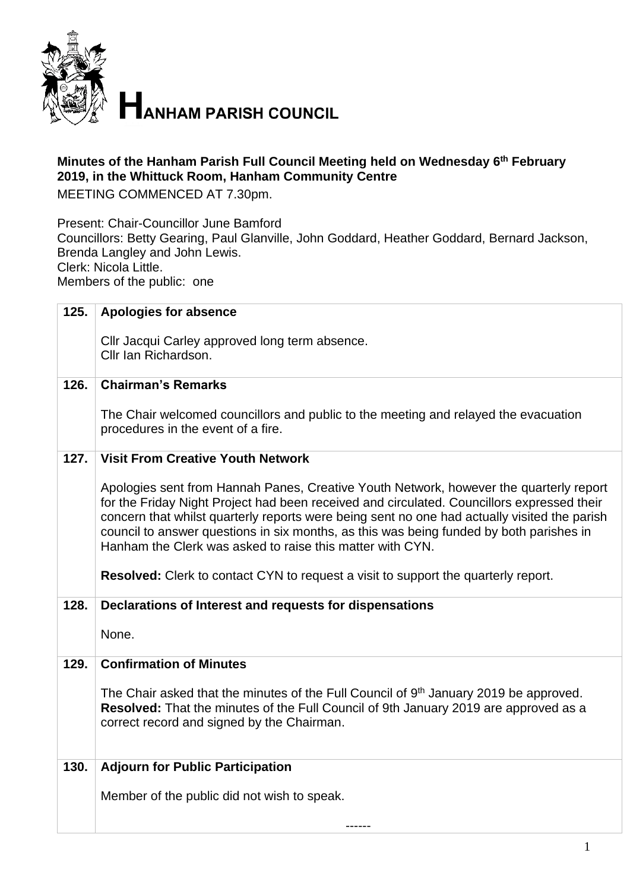# HANHAM PARISH COUNCIL

**Minutes of the Hanham Parish Full Council Meeting held on Wednesday 6th February 2019, in the Whittuck Room, Hanham Community Centre**

MEETING COMMENCED AT 7.30pm.

Present: Chair-Councillor June Bamford
Councillors: Betty Gearing, Paul Glanville, John Goddard, Heather Goddard, Bernard Jackson, Brenda Langley and John Lewis.
Clerk: Nicola Little.
Members of the public: one

| | |
|---|---|
| **125.** | **Apologies for absence**<br><br>Cllr Jacqui Carley approved long term absence.<br>Cllr Ian Richardson. |
| **126.** | **Chairman's Remarks**<br><br>The Chair welcomed councillors and public to the meeting and relayed the evacuation procedures in the event of a fire. |
| **127.** | **Visit From Creative Youth Network**<br><br>Apologies sent from Hannah Panes, Creative Youth Network, however the quarterly report for the Friday Night Project had been received and circulated. Councillors expressed their concern that whilst quarterly reports were being sent no one had actually visited the parish council to answer questions in six months, as this was being funded by both parishes in Hanham the Clerk was asked to raise this matter with CYN.<br><br>**Resolved:** Clerk to contact CYN to request a visit to support the quarterly report. |
| **128.** | **Declarations of Interest and requests for dispensations**<br><br>None. |
| **129.** | **Confirmation of Minutes**<br><br>The Chair asked that the minutes of the Full Council of 9th January 2019 be approved.<br>**Resolved:** That the minutes of the Full Council of 9th January 2019 are approved as a correct record and signed by the Chairman. |
| **130.** | **Adjourn for Public Participation**<br><br>Member of the public did not wish to speak.<br><br>------ |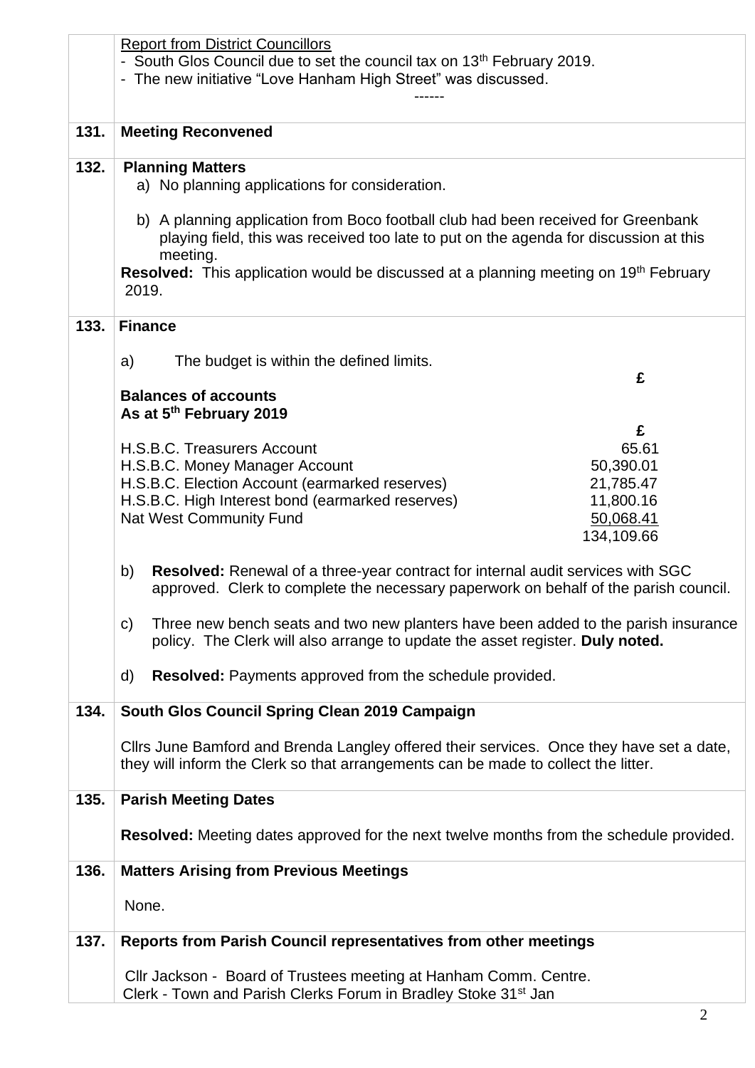Report from District Councillors

- South Glos Council due to set the council tax on 13th February 2019.
- The new initiative "Love Hanham High Street" was discussed.

------

**131. Meeting Reconvened**

**132. Planning Matters**

a) No planning applications for consideration.

b) A planning application from Boco football club had been received for Greenbank playing field, this was received too late to put on the agenda for discussion at this meeting.

**Resolved:** This application would be discussed at a planning meeting on 19th February 2019.

**133. Finance**

a) The budget is within the defined limits.

**Balances of accounts**
**As at 5th February 2019**

| | £ |
|---|---|
| H.S.B.C. Treasurers Account | 65.61 |
| H.S.B.C. Money Manager Account | 50,390.01 |
| H.S.B.C. Election Account (earmarked reserves) | 21,785.47 |
| H.S.B.C. High Interest bond (earmarked reserves) | 11,800.16 |
| Nat West Community Fund | 50,068.41 |
| | 134,109.66 |

b) **Resolved:** Renewal of a three-year contract for internal audit services with SGC approved. Clerk to complete the necessary paperwork on behalf of the parish council.

c) Three new bench seats and two new planters have been added to the parish insurance policy. The Clerk will also arrange to update the asset register. **Duly noted.**

d) **Resolved:** Payments approved from the schedule provided.

**134. South Glos Council Spring Clean 2019 Campaign**

Cllrs June Bamford and Brenda Langley offered their services. Once they have set a date, they will inform the Clerk so that arrangements can be made to collect the litter.

**135. Parish Meeting Dates**

**Resolved:** Meeting dates approved for the next twelve months from the schedule provided.

**136. Matters Arising from Previous Meetings**

None.

**137. Reports from Parish Council representatives from other meetings**

Cllr Jackson - Board of Trustees meeting at Hanham Comm. Centre.
Clerk - Town and Parish Clerks Forum in Bradley Stoke 31st Jan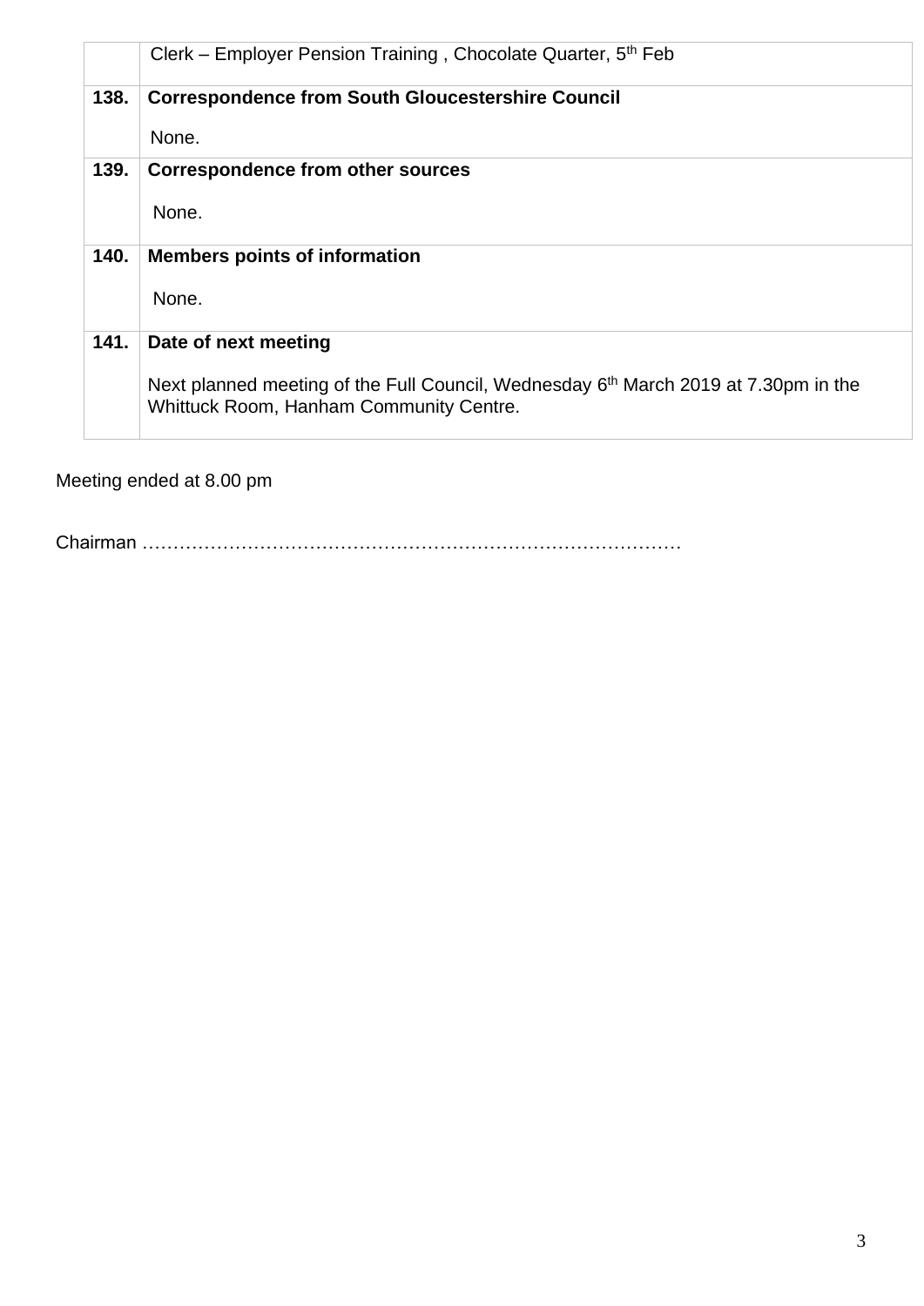| | |
|---|---|
| | Clerk – Employer Pension Training , Chocolate Quarter, 5th Feb |
| **138.** | **Correspondence from South Gloucestershire Council**<br><br>None. |
| **139.** | **Correspondence from other sources**<br><br>None. |
| **140.** | **Members points of information**<br><br>None. |
| **141.** | **Date of next meeting**<br><br>Next planned meeting of the Full Council, Wednesday 6th March 2019 at 7.30pm in the Whittuck Room, Hanham Community Centre. |

Meeting ended at 8.00 pm

Chairman ……………………………………………………………………………